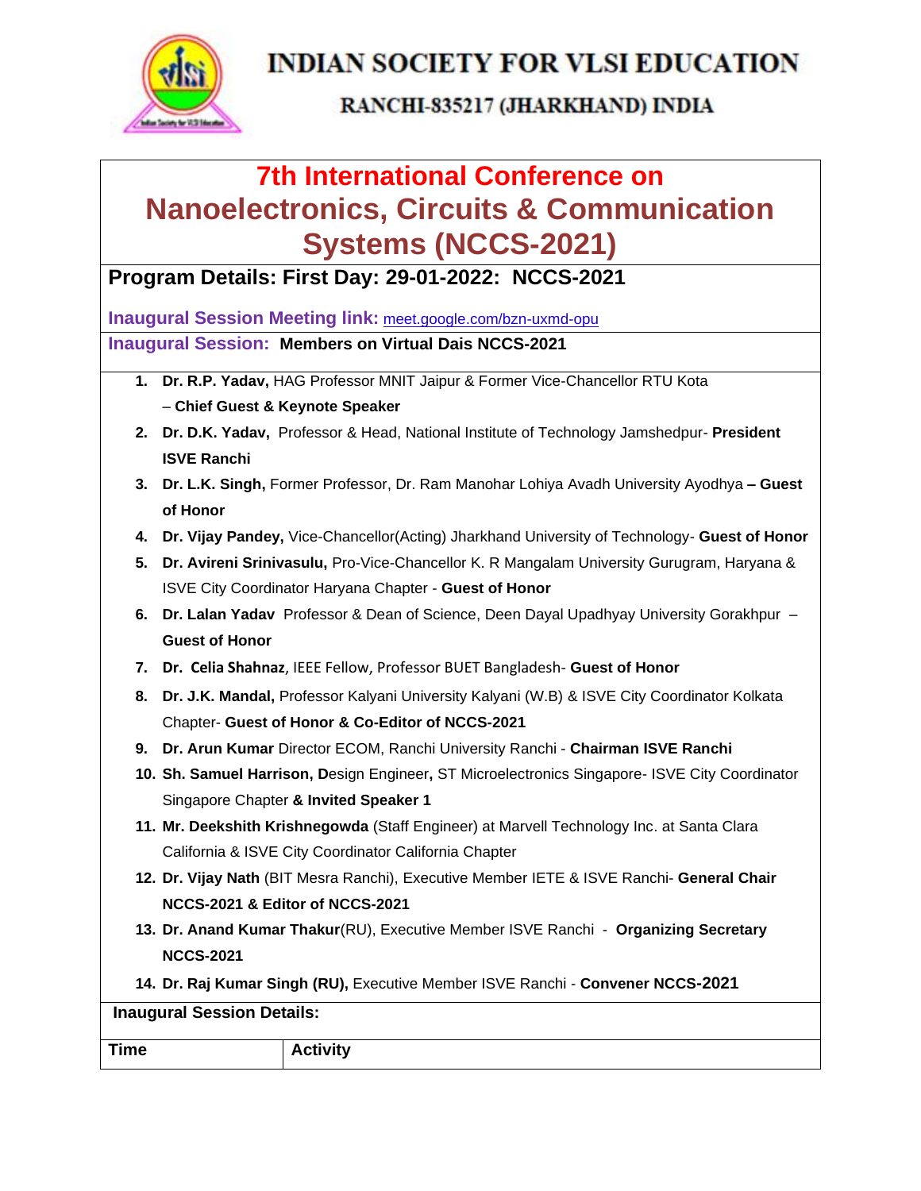# INDIAN SOCIETY FOR VLSI EDUCATION

## RANCHI-835217 (JHARKHAND) INDIA

# 7th International Conference on Nanoelectronics, Circuits & Communication Systems (NCCS-2021)

## Program Details: First Day: 29-01-2022: NCCS-2021

**Inaugural Session Meeting link:** meet.google.com/bzn-uxmd-opu

**Inaugural Session: Members on Virtual Dais NCCS-2021**

1. **Dr. R.P. Yadav,** HAG Professor MNIT Jaipur & Former Vice-Chancellor RTU Kota – **Chief Guest & Keynote Speaker**
2. **Dr. D.K. Yadav,** Professor & Head, National Institute of Technology Jamshedpur- **President ISVE Ranchi**
3. **Dr. L.K. Singh,** Former Professor, Dr. Ram Manohar Lohiya Avadh University Ayodhya **– Guest of Honor**
4. **Dr. Vijay Pandey,** Vice-Chancellor(Acting) Jharkhand University of Technology- **Guest of Honor**
5. **Dr. Avireni Srinivasulu,** Pro-Vice-Chancellor K. R Mangalam University Gurugram, Haryana & ISVE City Coordinator Haryana Chapter - **Guest of Honor**
6. **Dr. Lalan Yadav** Professor & Dean of Science, Deen Dayal Upadhyay University Gorakhpur – **Guest of Honor**
7. **Dr. Celia Shahnaz**, IEEE Fellow, Professor BUET Bangladesh- **Guest of Honor**
8. **Dr. J.K. Mandal,** Professor Kalyani University Kalyani (W.B) & ISVE City Coordinator Kolkata Chapter- **Guest of Honor & Co-Editor of NCCS-2021**
9. **Dr. Arun Kumar** Director ECOM, Ranchi University Ranchi - **Chairman ISVE Ranchi**
10. **Sh. Samuel Harrison, D**esign Engineer**,** ST Microelectronics Singapore- ISVE City Coordinator Singapore Chapter **& Invited Speaker 1**
11. **Mr. Deekshith Krishnegowda** (Staff Engineer) at Marvell Technology Inc. at Santa Clara California & ISVE City Coordinator California Chapter
12. **Dr. Vijay Nath** (BIT Mesra Ranchi), Executive Member IETE & ISVE Ranchi- **General Chair NCCS-2021 & Editor of NCCS-2021**
13. **Dr. Anand Kumar Thakur**(RU), Executive Member ISVE Ranchi - **Organizing Secretary NCCS-2021**
14. **Dr. Raj Kumar Singh (RU),** Executive Member ISVE Ranchi - **Convener NCCS-2021**

**Inaugural Session Details:**

| Time | Activity |
|---|---|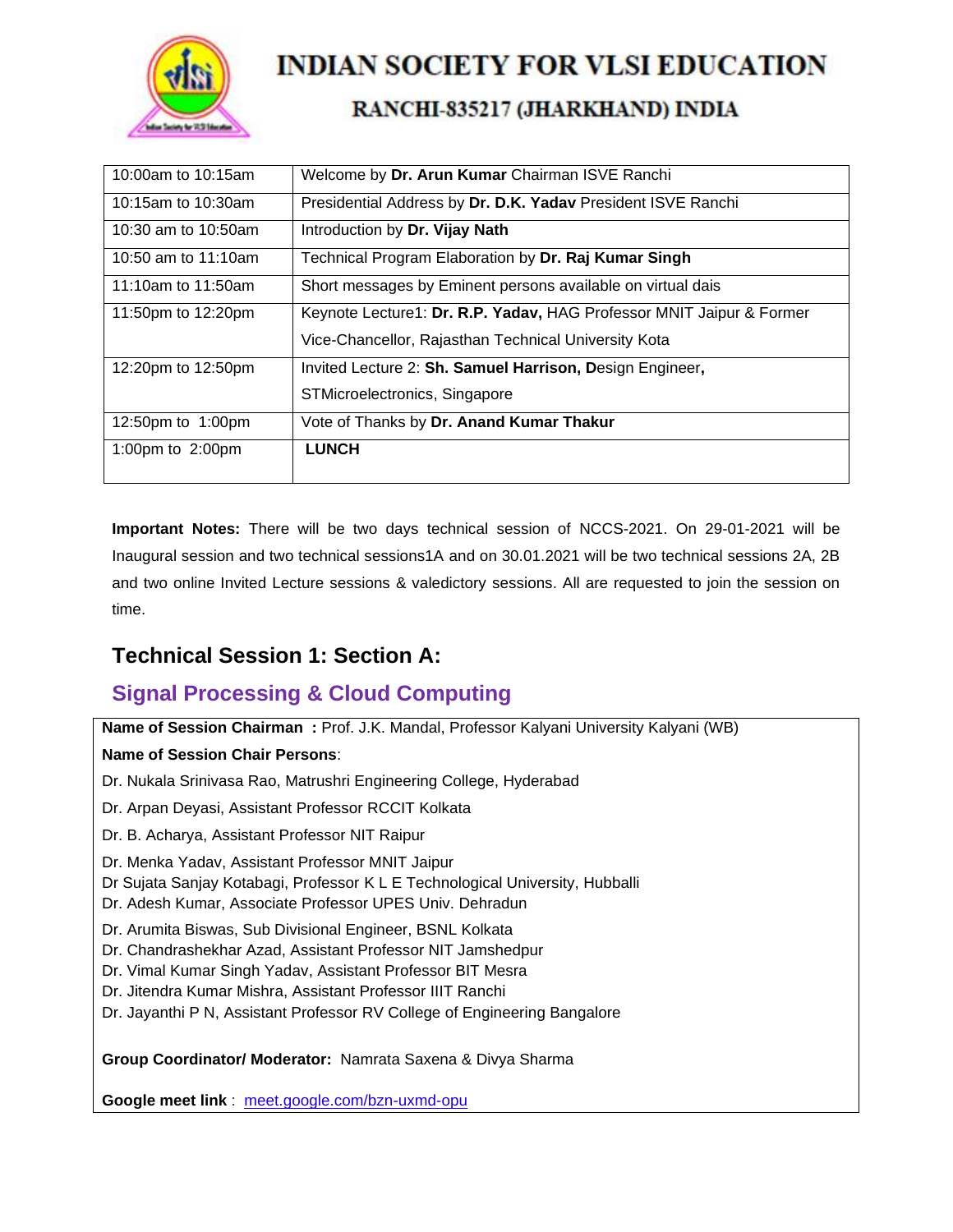# INDIAN SOCIETY FOR VLSI EDUCATION

## RANCHI-835217 (JHARKHAND) INDIA

| | |
|---|---|
| 10:00am to 10:15am | Welcome by **Dr. Arun Kumar** Chairman ISVE Ranchi |
| 10:15am to 10:30am | Presidential Address by **Dr. D.K. Yadav** President ISVE Ranchi |
| 10:30 am to 10:50am | Introduction by **Dr. Vijay Nath** |
| 10:50 am to 11:10am | Technical Program Elaboration by **Dr. Raj Kumar Singh** |
| 11:10am to 11:50am | Short messages by Eminent persons available on virtual dais |
| 11:50pm to 12:20pm | Keynote Lecture1: **Dr. R.P. Yadav,** HAG Professor MNIT Jaipur & Former Vice-Chancellor, Rajasthan Technical University Kota |
| 12:20pm to 12:50pm | Invited Lecture 2: **Sh. Samuel Harrison, D**esign Engineer**,** STMicroelectronics, Singapore |
| 12:50pm to 1:00pm | Vote of Thanks by **Dr. Anand Kumar Thakur** |
| 1:00pm to 2:00pm | **LUNCH** |

**Important Notes:** There will be two days technical session of NCCS-2021. On 29-01-2021 will be Inaugural session and two technical sessions1A and on 30.01.2021 will be two technical sessions 2A, 2B and two online Invited Lecture sessions & valedictory sessions. All are requested to join the session on time.

## Technical Session 1: Section A:

## Signal Processing & Cloud Computing

**Name of Session Chairman :** Prof. J.K. Mandal, Professor Kalyani University Kalyani (WB)

**Name of Session Chair Persons**:

Dr. Nukala Srinivasa Rao, Matrushri Engineering College, Hyderabad

Dr. Arpan Deyasi, Assistant Professor RCCIT Kolkata

Dr. B. Acharya, Assistant Professor NIT Raipur

Dr. Menka Yadav, Assistant Professor MNIT Jaipur
Dr Sujata Sanjay Kotabagi, Professor K L E Technological University, Hubballi
Dr. Adesh Kumar, Associate Professor UPES Univ. Dehradun

Dr. Arumita Biswas, Sub Divisional Engineer, BSNL Kolkata
Dr. Chandrashekhar Azad, Assistant Professor NIT Jamshedpur
Dr. Vimal Kumar Singh Yadav, Assistant Professor BIT Mesra
Dr. Jitendra Kumar Mishra, Assistant Professor IIIT Ranchi
Dr. Jayanthi P N, Assistant Professor RV College of Engineering Bangalore

**Group Coordinator/ Moderator:** Namrata Saxena & Divya Sharma

**Google meet link** : meet.google.com/bzn-uxmd-opu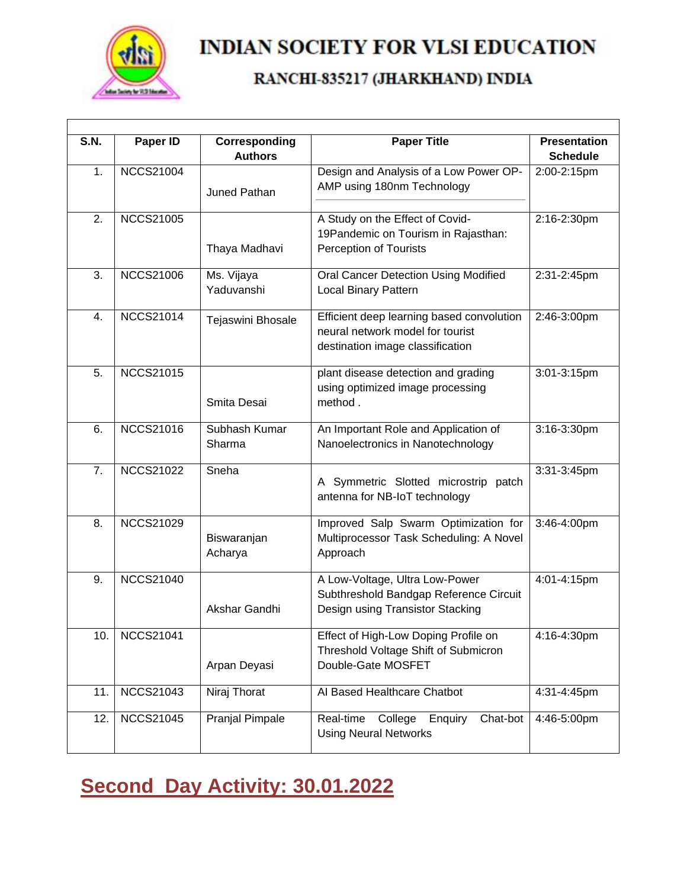# INDIAN SOCIETY FOR VLSI EDUCATION

## RANCHI-835217 (JHARKHAND) INDIA

| S.N. | Paper ID | Corresponding Authors | Paper Title | Presentation Schedule |
|---|---|---|---|---|
| 1. | NCCS21004 | Juned Pathan | Design and Analysis of a Low Power OP-AMP using 180nm Technology | 2:00-2:15pm |
| 2. | NCCS21005 | Thaya Madhavi | A Study on the Effect of Covid-19Pandemic on Tourism in Rajasthan: Perception of Tourists | 2:16-2:30pm |
| 3. | NCCS21006 | Ms. Vijaya Yaduvanshi | Oral Cancer Detection Using Modified Local Binary Pattern | 2:31-2:45pm |
| 4. | NCCS21014 | Tejaswini Bhosale | Efficient deep learning based convolution neural network model for tourist destination image classification | 2:46-3:00pm |
| 5. | NCCS21015 | Smita Desai | plant disease detection and grading using optimized image processing method . | 3:01-3:15pm |
| 6. | NCCS21016 | Subhash Kumar Sharma | An Important Role and Application of Nanoelectronics in Nanotechnology | 3:16-3:30pm |
| 7. | NCCS21022 | Sneha | A Symmetric Slotted microstrip patch antenna for NB-IoT technology | 3:31-3:45pm |
| 8. | NCCS21029 | Biswaranjan Acharya | Improved Salp Swarm Optimization for Multiprocessor Task Scheduling: A Novel Approach | 3:46-4:00pm |
| 9. | NCCS21040 | Akshar Gandhi | A Low-Voltage, Ultra Low-Power Subthreshold Bandgap Reference Circuit Design using Transistor Stacking | 4:01-4:15pm |
| 10. | NCCS21041 | Arpan Deyasi | Effect of High-Low Doping Profile on Threshold Voltage Shift of Submicron Double-Gate MOSFET | 4:16-4:30pm |
| 11. | NCCS21043 | Niraj Thorat | AI Based Healthcare Chatbot | 4:31-4:45pm |
| 12. | NCCS21045 | Pranjal Pimpale | Real-time College Enquiry Chat-bot Using Neural Networks | 4:46-5:00pm |

## Second Day Activity: 30.01.2022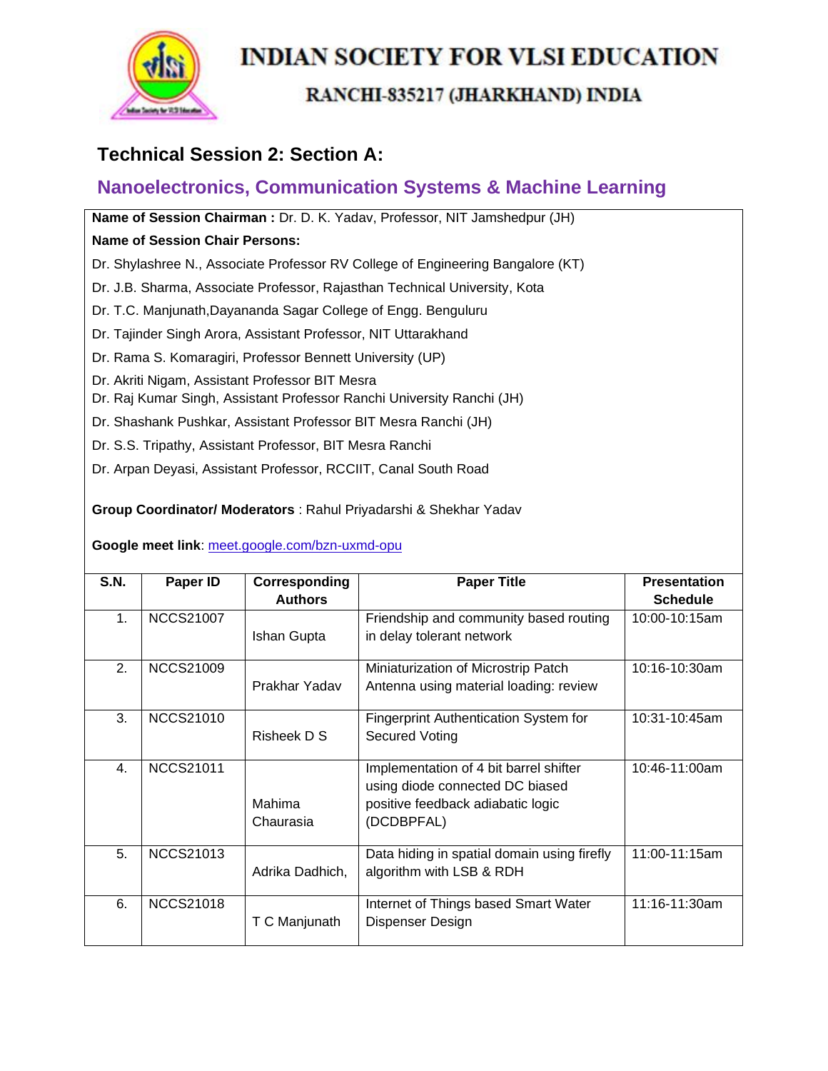# INDIAN SOCIETY FOR VLSI EDUCATION

## RANCHI-835217 (JHARKHAND) INDIA

### Technical Session 2: Section A:

### Nanoelectronics, Communication Systems & Machine Learning

**Name of Session Chairman :** Dr. D. K. Yadav, Professor, NIT Jamshedpur (JH)

**Name of Session Chair Persons:**

Dr. Shylashree N., Associate Professor RV College of Engineering Bangalore (KT)

Dr. J.B. Sharma, Associate Professor, Rajasthan Technical University, Kota

Dr. T.C. Manjunath,Dayananda Sagar College of Engg. Benguluru

Dr. Tajinder Singh Arora, Assistant Professor, NIT Uttarakhand

Dr. Rama S. Komaragiri, Professor Bennett University (UP)

Dr. Akriti Nigam, Assistant Professor BIT Mesra

Dr. Raj Kumar Singh, Assistant Professor Ranchi University Ranchi (JH)

Dr. Shashank Pushkar, Assistant Professor BIT Mesra Ranchi (JH)

Dr. S.S. Tripathy, Assistant Professor, BIT Mesra Ranchi

Dr. Arpan Deyasi, Assistant Professor, RCCIIT, Canal South Road

**Group Coordinator/ Moderators** : Rahul Priyadarshi & Shekhar Yadav

**Google meet link**: meet.google.com/bzn-uxmd-opu

| S.N. | Paper ID | Corresponding Authors | Paper Title | Presentation Schedule |
|---|---|---|---|---|
| 1. | NCCS21007 | Ishan Gupta | Friendship and community based routing in delay tolerant network | 10:00-10:15am |
| 2. | NCCS21009 | Prakhar Yadav | Miniaturization of Microstrip Patch Antenna using material loading: review | 10:16-10:30am |
| 3. | NCCS21010 | Risheek D S | Fingerprint Authentication System for Secured Voting | 10:31-10:45am |
| 4. | NCCS21011 | Mahima Chaurasia | Implementation of 4 bit barrel shifter using diode connected DC biased positive feedback adiabatic logic (DCDBPFAL) | 10:46-11:00am |
| 5. | NCCS21013 | Adrika Dadhich, | Data hiding in spatial domain using firefly algorithm with LSB & RDH | 11:00-11:15am |
| 6. | NCCS21018 | T C Manjunath | Internet of Things based Smart Water Dispenser Design | 11:16-11:30am |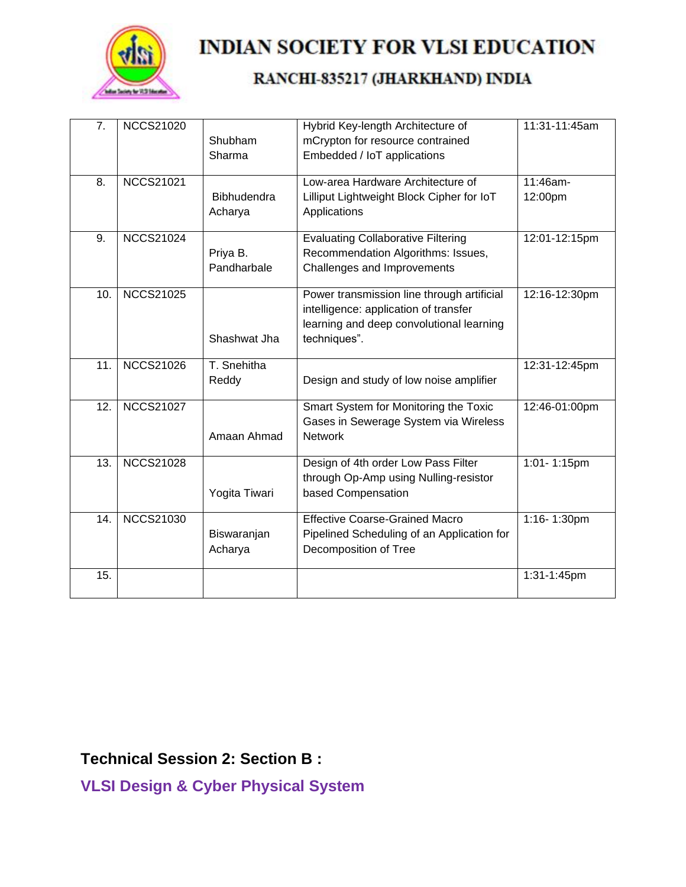| 7. | NCCS21020 | Shubham Sharma | Hybrid Key-length Architecture of mCrypton for resource contrained Embedded / IoT applications | 11:31-11:45am |
|---|---|---|---|---|
| 8. | NCCS21021 | Bibhudendra Acharya | Low-area Hardware Architecture of Lilliput Lightweight Block Cipher for IoT Applications | 11:46am-12:00pm |
| 9. | NCCS21024 | Priya B. Pandharbale | Evaluating Collaborative Filtering Recommendation Algorithms: Issues, Challenges and Improvements | 12:01-12:15pm |
| 10. | NCCS21025 | Shashwat Jha | Power transmission line through artificial intelligence: application of transfer learning and deep convolutional learning techniques". | 12:16-12:30pm |
| 11. | NCCS21026 | T. Snehitha Reddy | Design and study of low noise amplifier | 12:31-12:45pm |
| 12. | NCCS21027 | Amaan Ahmad | Smart System for Monitoring the Toxic Gases in Sewerage System via Wireless Network | 12:46-01:00pm |
| 13. | NCCS21028 | Yogita Tiwari | Design of 4th order Low Pass Filter through Op-Amp using Nulling-resistor based Compensation | 1:01- 1:15pm |
| 14. | NCCS21030 | Biswaranjan Acharya | Effective Coarse-Grained Macro Pipelined Scheduling of an Application for Decomposition of Tree | 1:16- 1:30pm |
| 15. | | | | 1:31-1:45pm |

**Technical Session 2: Section B :**

**VLSI Design & Cyber Physical System**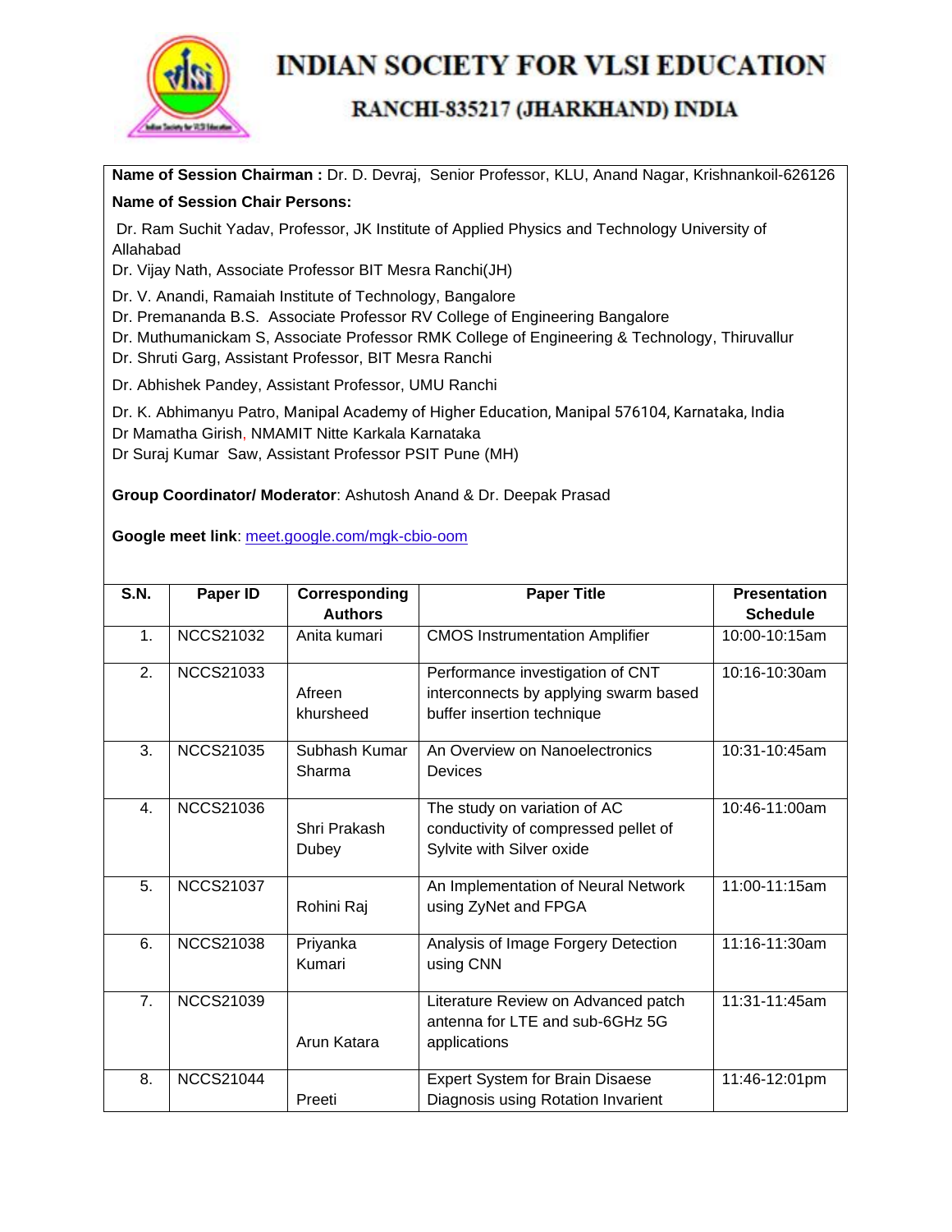# INDIAN SOCIETY FOR VLSI EDUCATION

## RANCHI-835217 (JHARKHAND) INDIA

**Name of Session Chairman :** Dr. D. Devraj, Senior Professor, KLU, Anand Nagar, Krishnankoil-626126

**Name of Session Chair Persons:**

Dr. Ram Suchit Yadav, Professor, JK Institute of Applied Physics and Technology University of Allahabad
Dr. Vijay Nath, Associate Professor BIT Mesra Ranchi(JH)

Dr. V. Anandi, Ramaiah Institute of Technology, Bangalore
Dr. Premananda B.S. Associate Professor RV College of Engineering Bangalore
Dr. Muthumanickam S, Associate Professor RMK College of Engineering & Technology, Thiruvallur
Dr. Shruti Garg, Assistant Professor, BIT Mesra Ranchi

Dr. Abhishek Pandey, Assistant Professor, UMU Ranchi

Dr. K. Abhimanyu Patro, Manipal Academy of Higher Education, Manipal 576104, Karnataka, India
Dr Mamatha Girish, NMAMIT Nitte Karkala Karnataka
Dr Suraj Kumar Saw, Assistant Professor PSIT Pune (MH)

**Group Coordinator/ Moderator**: Ashutosh Anand & Dr. Deepak Prasad

**Google meet link**: meet.google.com/mgk-cbio-oom

| S.N. | Paper ID | Corresponding Authors | Paper Title | Presentation Schedule |
|---|---|---|---|---|
| 1. | NCCS21032 | Anita kumari | CMOS Instrumentation Amplifier | 10:00-10:15am |
| 2. | NCCS21033 | Afreen khursheed | Performance investigation of CNT interconnects by applying swarm based buffer insertion technique | 10:16-10:30am |
| 3. | NCCS21035 | Subhash Kumar Sharma | An Overview on Nanoelectronics Devices | 10:31-10:45am |
| 4. | NCCS21036 | Shri Prakash Dubey | The study on variation of AC conductivity of compressed pellet of Sylvite with Silver oxide | 10:46-11:00am |
| 5. | NCCS21037 | Rohini Raj | An Implementation of Neural Network using ZyNet and FPGA | 11:00-11:15am |
| 6. | NCCS21038 | Priyanka Kumari | Analysis of Image Forgery Detection using CNN | 11:16-11:30am |
| 7. | NCCS21039 | Arun Katara | Literature Review on Advanced patch antenna for LTE and sub-6GHz 5G applications | 11:31-11:45am |
| 8. | NCCS21044 | Preeti | Expert System for Brain Disaese Diagnosis using Rotation Invarient | 11:46-12:01pm |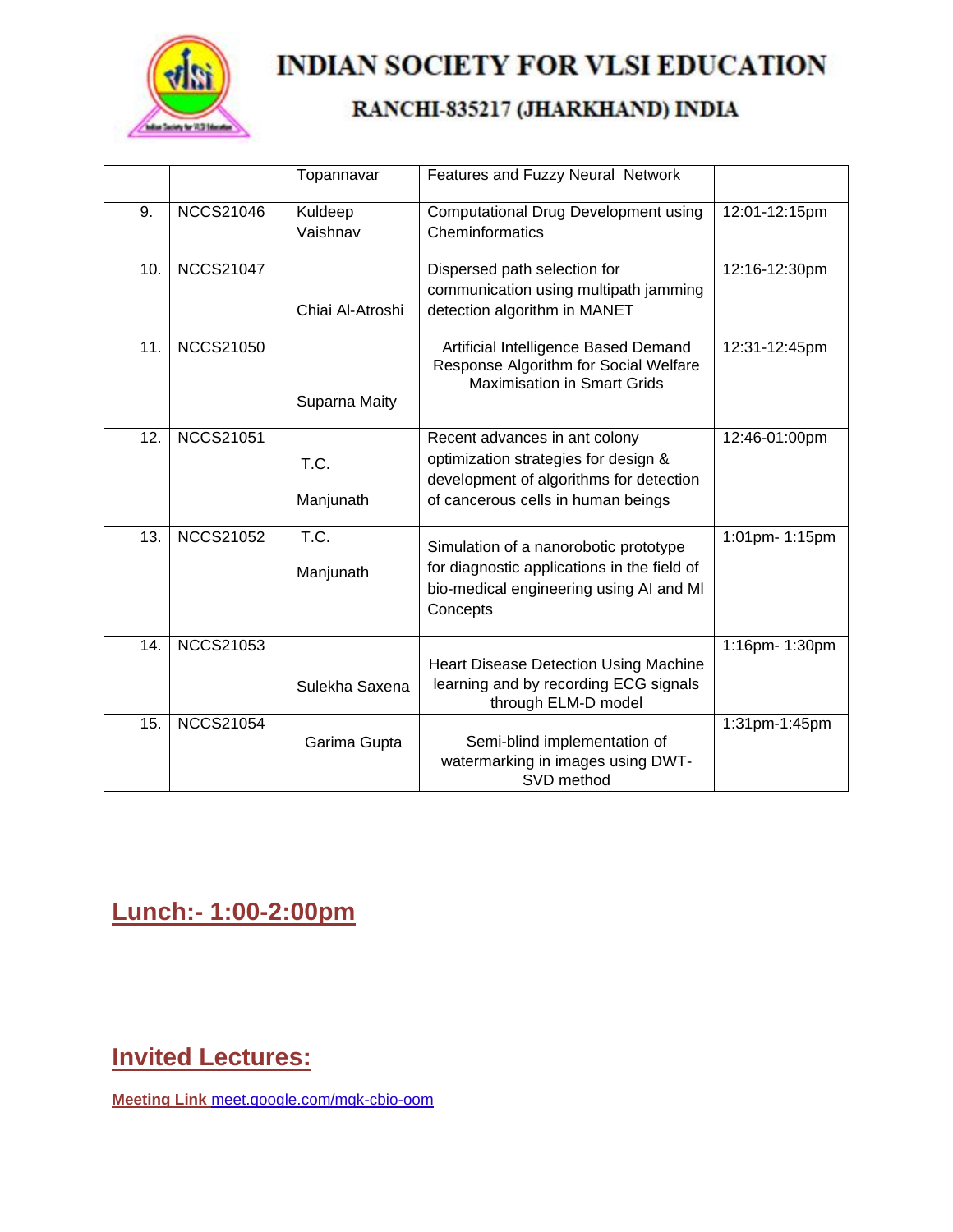| | | Topannavar | Features and Fuzzy Neural Network | |
|---|---|---|---|---|
| 9. | NCCS21046 | Kuldeep Vaishnav | Computational Drug Development using Cheminformatics | 12:01-12:15pm |
| 10. | NCCS21047 | Chiai Al-Atroshi | Dispersed path selection for communication using multipath jamming detection algorithm in MANET | 12:16-12:30pm |
| 11. | NCCS21050 | Suparna Maity | Artificial Intelligence Based Demand Response Algorithm for Social Welfare Maximisation in Smart Grids | 12:31-12:45pm |
| 12. | NCCS21051 | T.C. Manjunath | Recent advances in ant colony optimization strategies for design & development of algorithms for detection of cancerous cells in human beings | 12:46-01:00pm |
| 13. | NCCS21052 | T.C. Manjunath | Simulation of a nanorobotic prototype for diagnostic applications in the field of bio-medical engineering using AI and Ml Concepts | 1:01pm- 1:15pm |
| 14. | NCCS21053 | Sulekha Saxena | Heart Disease Detection Using Machine learning and by recording ECG signals through ELM-D model | 1:16pm- 1:30pm |
| 15. | NCCS21054 | Garima Gupta | Semi-blind implementation of watermarking in images using DWT-SVD method | 1:31pm-1:45pm |

## Lunch:- 1:00-2:00pm

## Invited Lectures:

**Meeting Link** meet.google.com/mgk-cbio-oom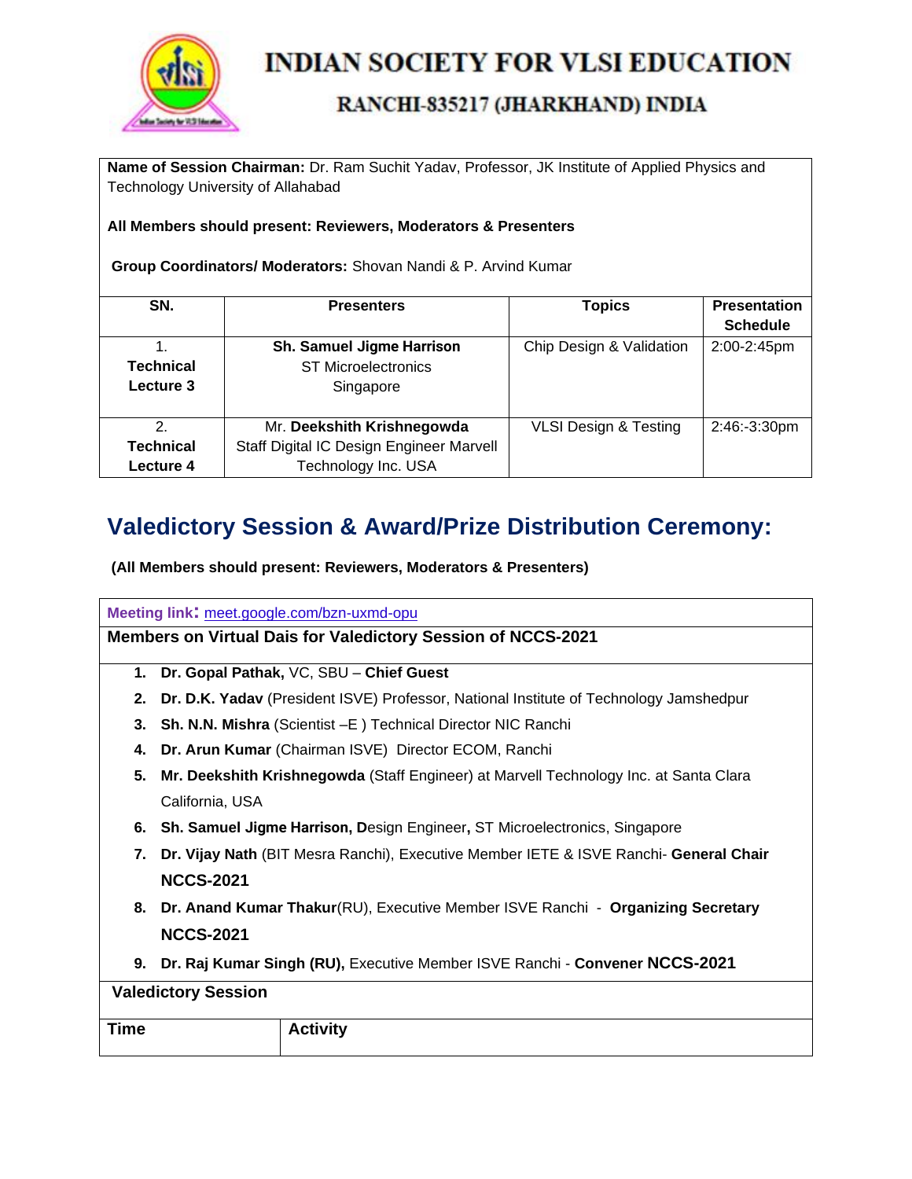# INDIAN SOCIETY FOR VLSI EDUCATION

## RANCHI-835217 (JHARKHAND) INDIA

**Name of Session Chairman:** Dr. Ram Suchit Yadav, Professor, JK Institute of Applied Physics and Technology University of Allahabad

**All Members should present: Reviewers, Moderators & Presenters**

**Group Coordinators/ Moderators:** Shovan Nandi & P. Arvind Kumar

| SN. | Presenters | Topics | Presentation Schedule |
|---|---|---|---|
| 1. **Technical Lecture 3** | **Sh. Samuel Jigme Harrison** ST Microelectronics Singapore | Chip Design & Validation | 2:00-2:45pm |
| 2. **Technical Lecture 4** | Mr. **Deekshith Krishnegowda** Staff Digital IC Design Engineer Marvell Technology Inc. USA | VLSI Design & Testing | 2:46:-3:30pm |

## Valedictory Session & Award/Prize Distribution Ceremony:

**(All Members should present: Reviewers, Moderators & Presenters)**

**Meeting link:** meet.google.com/bzn-uxmd-opu

**Members on Virtual Dais for Valedictory Session of NCCS-2021**

1. **Dr. Gopal Pathak,** VC, SBU – **Chief Guest**
2. **Dr. D.K. Yadav** (President ISVE) Professor, National Institute of Technology Jamshedpur
3. **Sh. N.N. Mishra** (Scientist –E ) Technical Director NIC Ranchi
4. **Dr. Arun Kumar** (Chairman ISVE) Director ECOM, Ranchi
5. **Mr. Deekshith Krishnegowda** (Staff Engineer) at Marvell Technology Inc. at Santa Clara California, USA
6. **Sh. Samuel Jigme Harrison, D**esign Engineer**,** ST Microelectronics, Singapore
7. **Dr. Vijay Nath** (BIT Mesra Ranchi), Executive Member IETE & ISVE Ranchi- **General Chair NCCS-2021**
8. **Dr. Anand Kumar Thakur**(RU), Executive Member ISVE Ranchi - **Organizing Secretary NCCS-2021**
9. **Dr. Raj Kumar Singh (RU),** Executive Member ISVE Ranchi - **Convener NCCS-2021**

**Valedictory Session**

| Time | Activity |
|---|---|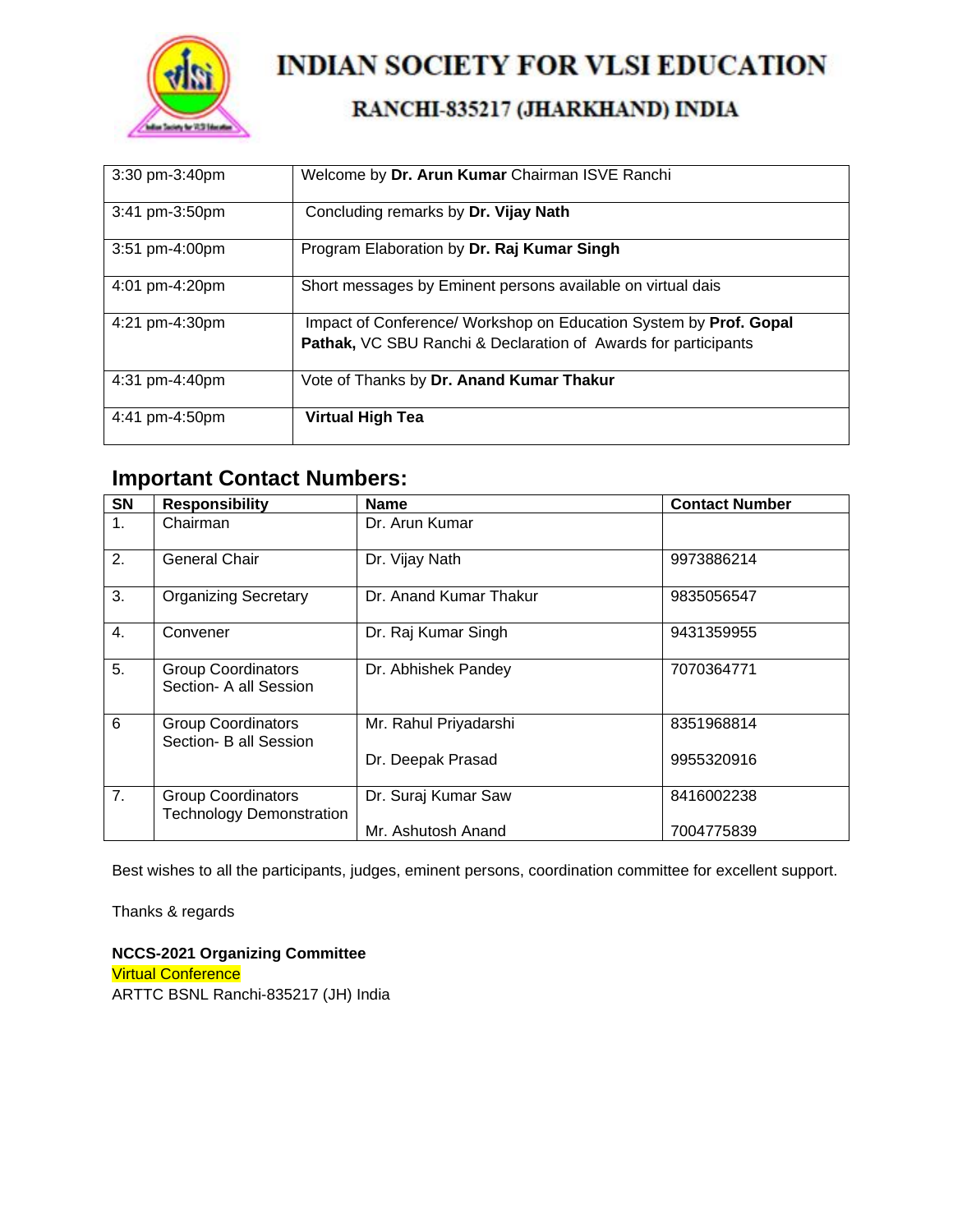# INDIAN SOCIETY FOR VLSI EDUCATION

## RANCHI-835217 (JHARKHAND) INDIA

| | |
|---|---|
| 3:30 pm-3:40pm | Welcome by **Dr. Arun Kumar** Chairman ISVE Ranchi |
| 3:41 pm-3:50pm | Concluding remarks by **Dr. Vijay Nath** |
| 3:51 pm-4:00pm | Program Elaboration by **Dr. Raj Kumar Singh** |
| 4:01 pm-4:20pm | Short messages by Eminent persons available on virtual dais |
| 4:21 pm-4:30pm | Impact of Conference/ Workshop on Education System by **Prof. Gopal Pathak,** VC SBU Ranchi & Declaration of Awards for participants |
| 4:31 pm-4:40pm | Vote of Thanks by **Dr. Anand Kumar Thakur** |
| 4:41 pm-4:50pm | **Virtual High Tea** |

## Important Contact Numbers:

| SN | Responsibility | Name | Contact Number |
|---|---|---|---|
| 1. | Chairman | Dr. Arun Kumar | |
| 2. | General Chair | Dr. Vijay Nath | 9973886214 |
| 3. | Organizing Secretary | Dr. Anand Kumar Thakur | 9835056547 |
| 4. | Convener | Dr. Raj Kumar Singh | 9431359955 |
| 5. | Group Coordinators Section- A all Session | Dr. Abhishek Pandey | 7070364771 |
| 6 | Group Coordinators Section- B all Session | Mr. Rahul Priyadarshi<br>Dr. Deepak Prasad | 8351968814<br>9955320916 |
| 7. | Group Coordinators Technology Demonstration | Dr. Suraj Kumar Saw<br>Mr. Ashutosh Anand | 8416002238<br>7004775839 |

Best wishes to all the participants, judges, eminent persons, coordination committee for excellent support.

Thanks & regards

**NCCS-2021 Organizing Committee**
Virtual Conference
ARTTC BSNL Ranchi-835217 (JH) India